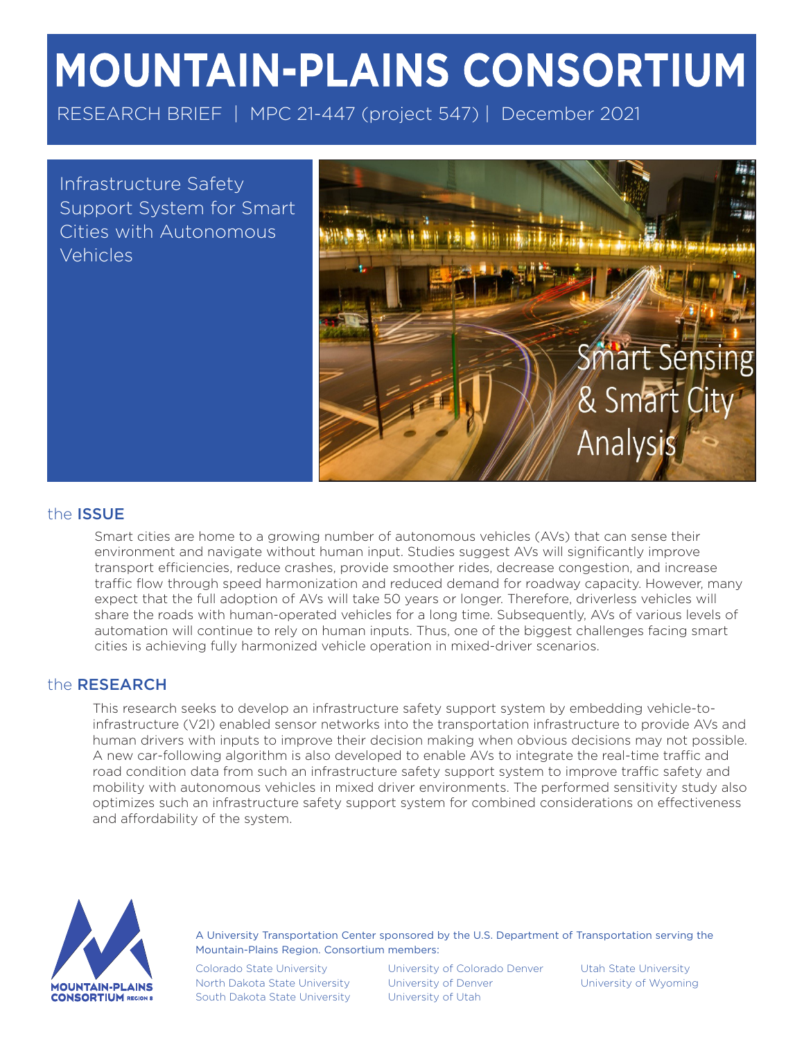# MOUNTAIN-PLAINS CONSORTIUM

RESEARCH BRIEF | MPC 21-447 (project 547) | December 2021

## Infrastructure Safety Support System for Smart Cities with Autonomous Vehicles

Smart Sensing & Smart City Analysis

## the ISSUE

Smart cities are home to a growing number of autonomous vehicles (AVs) that can sense their environment and navigate without human input. Studies suggest AVs will significantly improve transport efficiencies, reduce crashes, provide smoother rides, decrease congestion, and increase traffic flow through speed harmonization and reduced demand for roadway capacity. However, many expect that the full adoption of AVs will take 50 years or longer. Therefore, driverless vehicles will share the roads with human-operated vehicles for a long time. Subsequently, AVs of various levels of automation will continue to rely on human inputs. Thus, one of the biggest challenges facing smart cities is achieving fully harmonized vehicle operation in mixed-driver scenarios.

## the RESEARCH

This research seeks to develop an infrastructure safety support system by embedding vehicle-to-infrastructure (V2I) enabled sensor networks into the transportation infrastructure to provide AVs and human drivers with inputs to improve their decision making when obvious decisions may not possible. A new car-following algorithm is also developed to enable AVs to integrate the real-time traffic and road condition data from such an infrastructure safety support system to improve traffic safety and mobility with autonomous vehicles in mixed driver environments. The performed sensitivity study also optimizes such an infrastructure safety support system for combined considerations on effectiveness and affordability of the system.

MOUNTAIN-PLAINS CONSORTIUM REGION 8

A University Transportation Center sponsored by the U.S. Department of Transportation serving the Mountain-Plains Region. Consortium members:

Colorado State University
North Dakota State University
South Dakota State University
University of Colorado Denver
University of Denver
University of Utah
Utah State University
University of Wyoming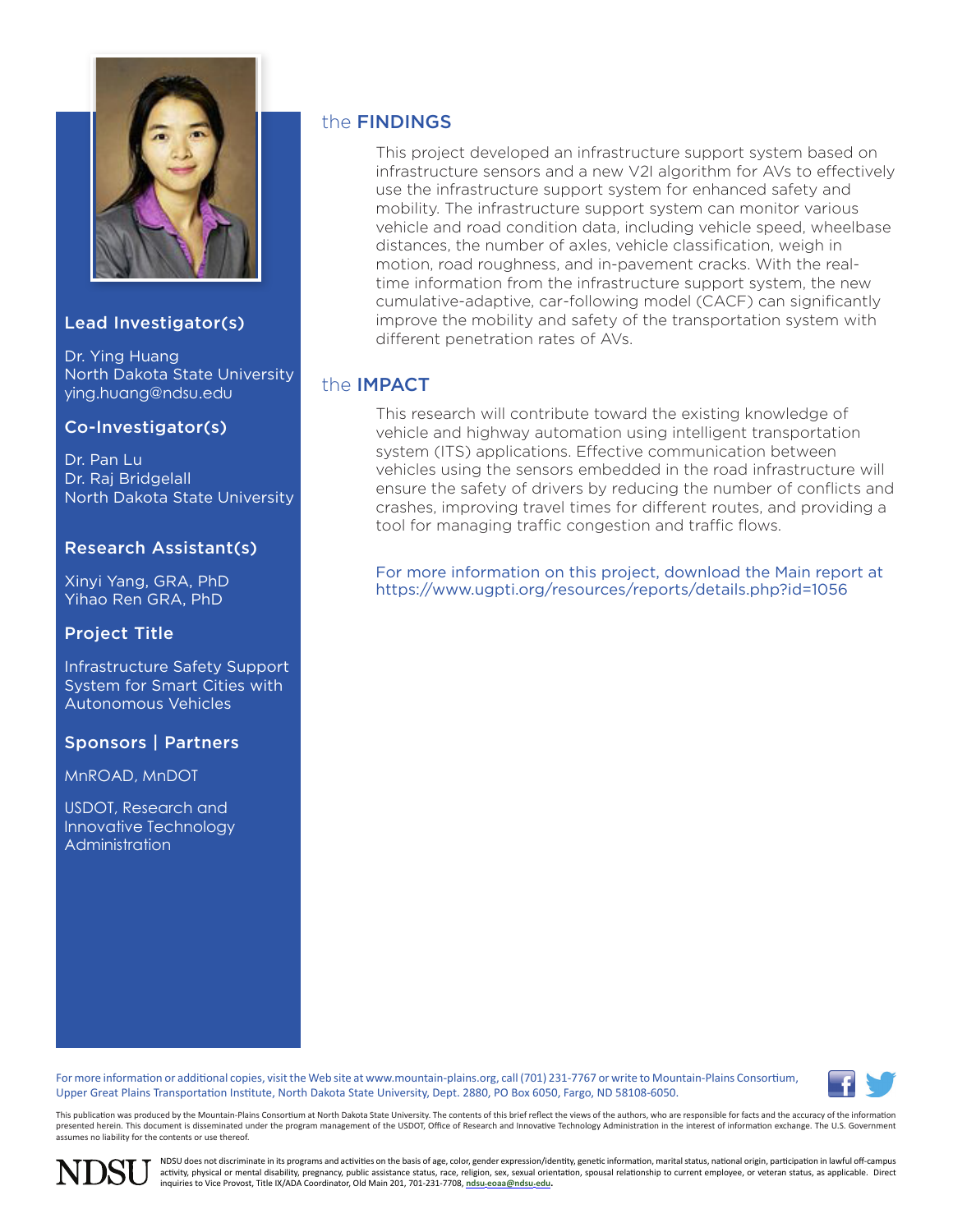### Lead Investigator(s)

Dr. Ying Huang
North Dakota State University
ying.huang@ndsu.edu

### Co-Investigator(s)

Dr. Pan Lu
Dr. Raj Bridgelall
North Dakota State University

### Research Assistant(s)

Xinyi Yang, GRA, PhD
Yihao Ren GRA, PhD

### Project Title

Infrastructure Safety Support System for Smart Cities with Autonomous Vehicles

### Sponsors | Partners

MnROAD, MnDOT

USDOT, Research and Innovative Technology Administration

## the FINDINGS

This project developed an infrastructure support system based on infrastructure sensors and a new V2I algorithm for AVs to effectively use the infrastructure support system for enhanced safety and mobility. The infrastructure support system can monitor various vehicle and road condition data, including vehicle speed, wheelbase distances, the number of axles, vehicle classification, weigh in motion, road roughness, and in-pavement cracks. With the real-time information from the infrastructure support system, the new cumulative-adaptive, car-following model (CACF) can significantly improve the mobility and safety of the transportation system with different penetration rates of AVs.

## the IMPACT

This research will contribute toward the existing knowledge of vehicle and highway automation using intelligent transportation system (ITS) applications. Effective communication between vehicles using the sensors embedded in the road infrastructure will ensure the safety of drivers by reducing the number of conflicts and crashes, improving travel times for different routes, and providing a tool for managing traffic congestion and traffic flows.

For more information on this project, download the Main report at https://www.ugpti.org/resources/reports/details.php?id=1056

For more information or additional copies, visit the Web site at www.mountain-plains.org, call (701) 231-7767 or write to Mountain-Plains Consortium, Upper Great Plains Transportation Institute, North Dakota State University, Dept. 2880, PO Box 6050, Fargo, ND 58108-6050.

This publication was produced by the Mountain-Plains Consortium at North Dakota State University. The contents of this brief reflect the views of the authors, who are responsible for facts and the accuracy of the information presented herein. This document is disseminated under the program management of the USDOT, Office of Research and Innovative Technology Administration in the interest of information exchange. The U.S. Government assumes no liability for the contents or use thereof.

NDSU

NDSU does not discriminate in its programs and activities on the basis of age, color, gender expression/identity, genetic information, marital status, national origin, participation in lawful off-campus activity, physical or mental disability, pregnancy, public assistance status, race, religion, sex, sexual orientation, spousal relationship to current employee, or veteran status, as applicable. Direct inquiries to Vice Provost, Title IX/ADA Coordinator, Old Main 201, 701-231-7708, ndsu.eoaa@ndsu.edu.